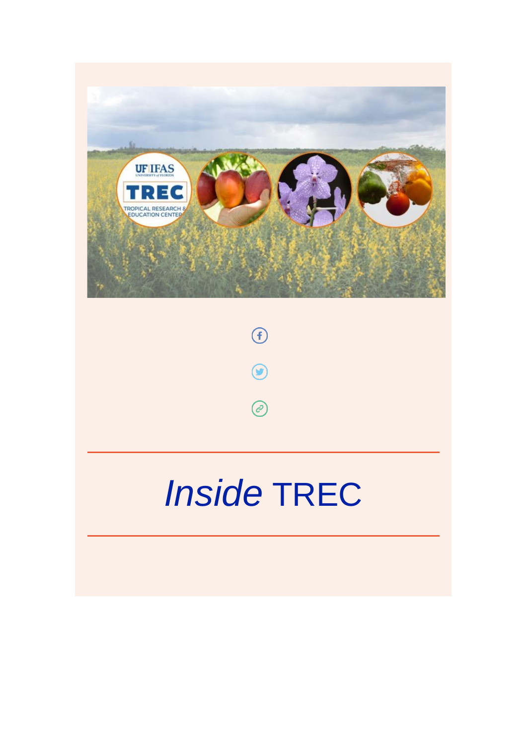# *Inside* TREC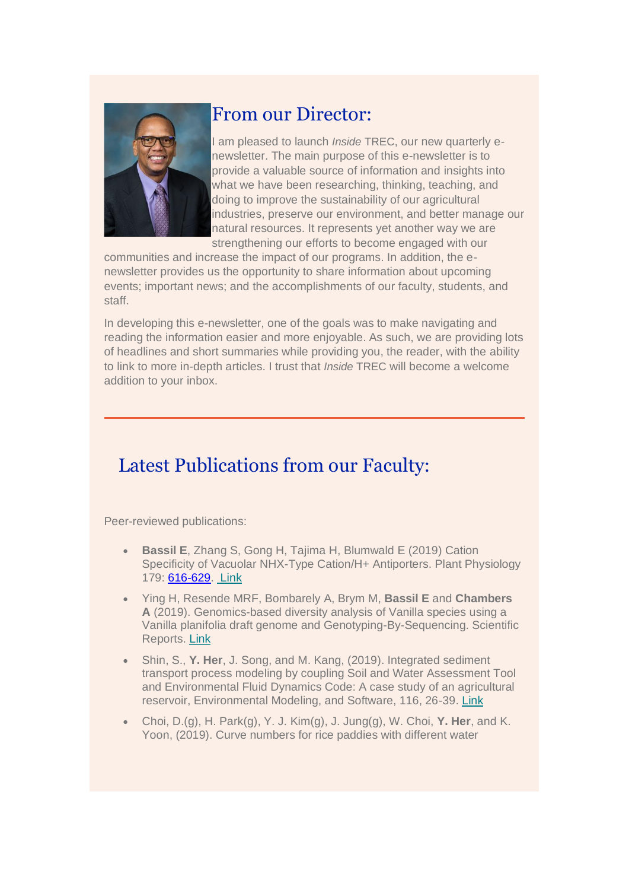## From our Director:

I am pleased to launch *Inside* TREC, our new quarterly e-newsletter. The main purpose of this e-newsletter is to provide a valuable source of information and insights into what we have been researching, thinking, teaching, and doing to improve the sustainability of our agricultural industries, preserve our environment, and better manage our natural resources. It represents yet another way we are strengthening our efforts to become engaged with our communities and increase the impact of our programs. In addition, the e-newsletter provides us the opportunity to share information about upcoming events; important news; and the accomplishments of our faculty, students, and staff.

In developing this e-newsletter, one of the goals was to make navigating and reading the information easier and more enjoyable. As such, we are providing lots of headlines and short summaries while providing you, the reader, with the ability to link to more in-depth articles. I trust that *Inside* TREC will become a welcome addition to your inbox.

---

## Latest Publications from our Faculty:

Peer-reviewed publications:

- **Bassil E**, Zhang S, Gong H, Tajima H, Blumwald E (2019) Cation Specificity of Vacuolar NHX-Type Cation/H+ Antiporters. Plant Physiology 179: 616-629. Link
- Ying H, Resende MRF, Bombarely A, Brym M, **Bassil E** and **Chambers A** (2019). Genomics-based diversity analysis of Vanilla species using a Vanilla planifolia draft genome and Genotyping-By-Sequencing. Scientific Reports. Link
- Shin, S., **Y. Her**, J. Song, and M. Kang, (2019). Integrated sediment transport process modeling by coupling Soil and Water Assessment Tool and Environmental Fluid Dynamics Code: A case study of an agricultural reservoir, Environmental Modeling, and Software, 116, 26-39. Link
- Choi, D.(g), H. Park(g), Y. J. Kim(g), J. Jung(g), W. Choi, **Y. Her**, and K. Yoon, (2019). Curve numbers for rice paddies with different water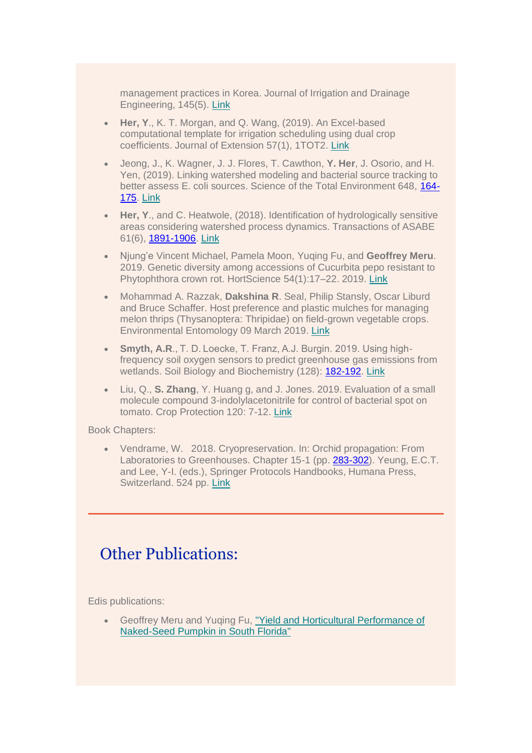management practices in Korea. Journal of Irrigation and Drainage Engineering, 145(5). Link

- **Her, Y**., K. T. Morgan, and Q. Wang, (2019). An Excel-based computational template for irrigation scheduling using dual crop coefficients. Journal of Extension 57(1), 1TOT2. Link
- Jeong, J., K. Wagner, J. J. Flores, T. Cawthon, **Y. Her**, J. Osorio, and H. Yen, (2019). Linking watershed modeling and bacterial source tracking to better assess E. coli sources. Science of the Total Environment 648, 164-175. Link
- **Her, Y**., and C. Heatwole, (2018). Identification of hydrologically sensitive areas considering watershed process dynamics. Transactions of ASABE 61(6), 1891-1906. Link
- Njung'e Vincent Michael, Pamela Moon, Yuqing Fu, and **Geoffrey Meru**. 2019. Genetic diversity among accessions of Cucurbita pepo resistant to Phytophthora crown rot. HortScience 54(1):17–22. 2019. Link
- Mohammad A. Razzak, **Dakshina R**. Seal, Philip Stansly, Oscar Liburd and Bruce Schaffer. Host preference and plastic mulches for managing melon thrips (Thysanoptera: Thripidae) on field-grown vegetable crops. Environmental Entomology 09 March 2019. Link
- **Smyth, A.R**., T. D. Loecke, T. Franz, A.J. Burgin. 2019. Using high-frequency soil oxygen sensors to predict greenhouse gas emissions from wetlands. Soil Biology and Biochemistry (128): 182-192. Link
- Liu, Q., **S. Zhang**, Y. Huang g, and J. Jones. 2019. Evaluation of a small molecule compound 3-indolylacetonitrile for control of bacterial spot on tomato. Crop Protection 120: 7-12. Link

Book Chapters:

- Vendrame, W. 2018. Cryopreservation. In: Orchid propagation: From Laboratories to Greenhouses. Chapter 15-1 (pp. 283-302). Yeung, E.C.T. and Lee, Y-I. (eds.), Springer Protocols Handbooks, Humana Press, Switzerland. 524 pp. Link

---

## Other Publications:

Edis publications:

- Geoffrey Meru and Yuqing Fu, "Yield and Horticultural Performance of Naked-Seed Pumpkin in South Florida"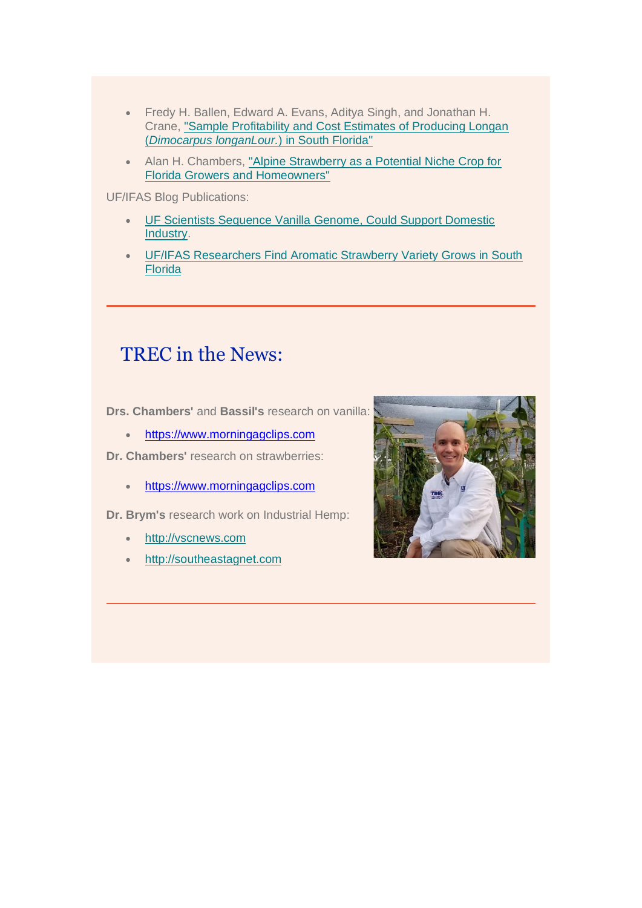- Fredy H. Ballen, Edward A. Evans, Aditya Singh, and Jonathan H. Crane, "Sample Profitability and Cost Estimates of Producing Longan (*Dimocarpus longanLour.*) in South Florida"
- Alan H. Chambers, "Alpine Strawberry as a Potential Niche Crop for Florida Growers and Homeowners"

UF/IFAS Blog Publications:

- UF Scientists Sequence Vanilla Genome, Could Support Domestic Industry.
- UF/IFAS Researchers Find Aromatic Strawberry Variety Grows in South Florida

---

## TREC in the News:

**Drs. Chambers'** and **Bassil's** research on vanilla:

- https://www.morningagclips.com

**Dr. Chambers'** research on strawberries:

- https://www.morningagclips.com

**Dr. Brym's** research work on Industrial Hemp:

- http://vscnews.com
- http://southeastagnet.com

---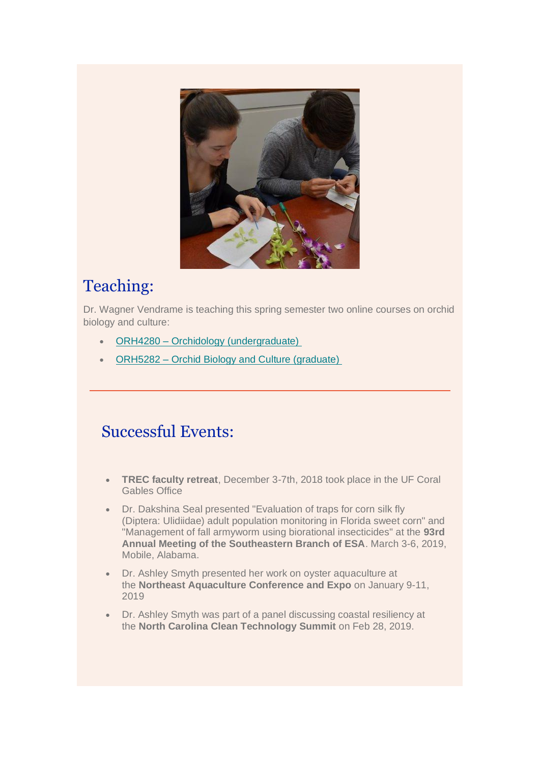## Teaching:

Dr. Wagner Vendrame is teaching this spring semester two online courses on orchid biology and culture:

- ORH4280 – Orchidology (undergraduate)
- ORH5282 – Orchid Biology and Culture (graduate)

---

## Successful Events:

- **TREC faculty retreat**, December 3-7th, 2018 took place in the UF Coral Gables Office
- Dr. Dakshina Seal presented "Evaluation of traps for corn silk fly (Diptera: Ulidiidae) adult population monitoring in Florida sweet corn" and "Management of fall armyworm using biorational insecticides" at the **93rd Annual Meeting of the Southeastern Branch of ESA**. March 3-6, 2019, Mobile, Alabama.
- Dr. Ashley Smyth presented her work on oyster aquaculture at the **Northeast Aquaculture Conference and Expo** on January 9-11, 2019
- Dr. Ashley Smyth was part of a panel discussing coastal resiliency at the **North Carolina Clean Technology Summit** on Feb 28, 2019.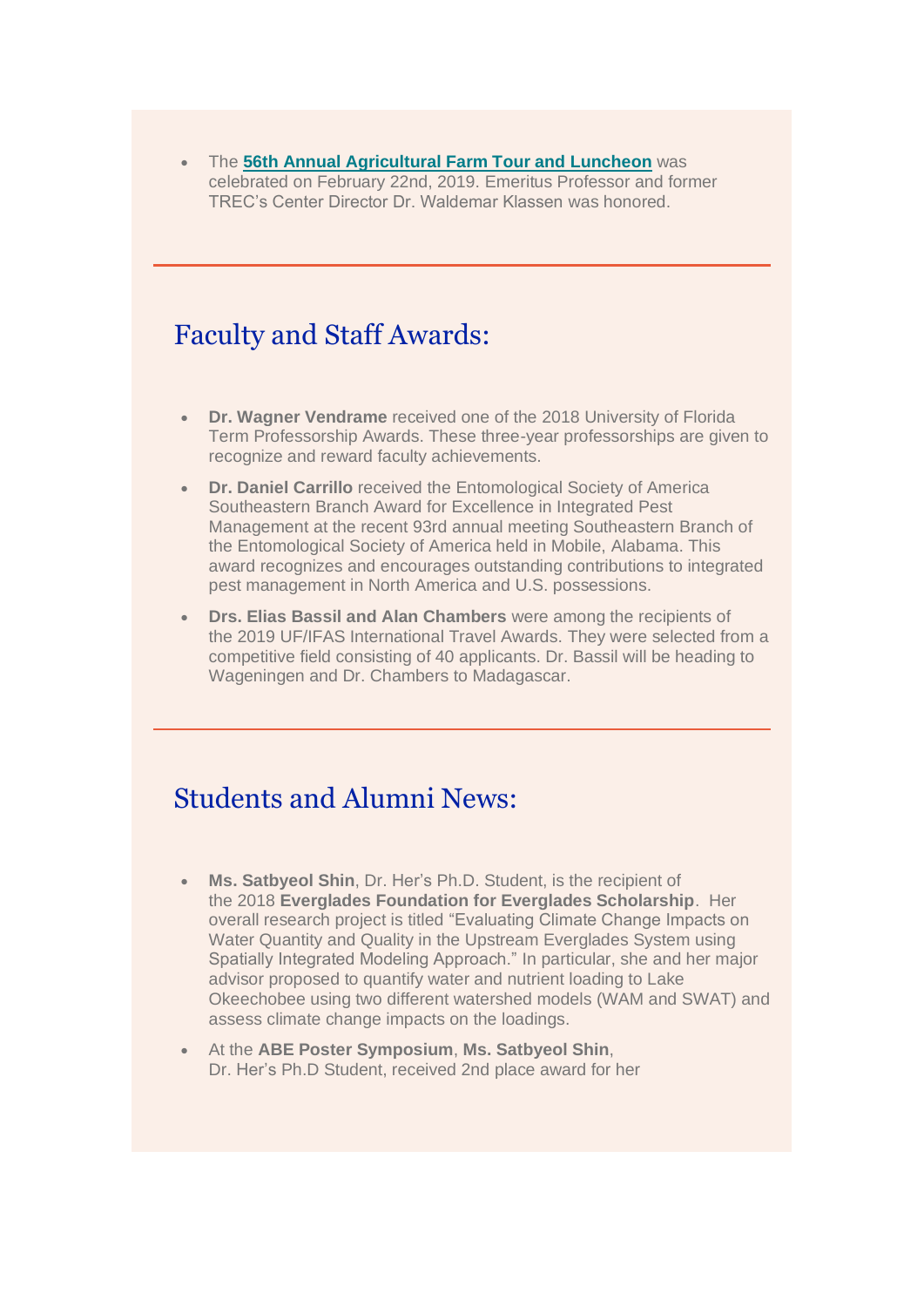- The **56th Annual Agricultural Farm Tour and Luncheon** was celebrated on February 22nd, 2019. Emeritus Professor and former TREC's Center Director Dr. Waldemar Klassen was honored.

---

## Faculty and Staff Awards:

- **Dr. Wagner Vendrame** received one of the 2018 University of Florida Term Professorship Awards. These three-year professorships are given to recognize and reward faculty achievements.
- **Dr. Daniel Carrillo** received the Entomological Society of America Southeastern Branch Award for Excellence in Integrated Pest Management at the recent 93rd annual meeting Southeastern Branch of the Entomological Society of America held in Mobile, Alabama. This award recognizes and encourages outstanding contributions to integrated pest management in North America and U.S. possessions.
- **Drs. Elias Bassil and Alan Chambers** were among the recipients of the 2019 UF/IFAS International Travel Awards. They were selected from a competitive field consisting of 40 applicants. Dr. Bassil will be heading to Wageningen and Dr. Chambers to Madagascar.

---

## Students and Alumni News:

- **Ms. Satbyeol Shin**, Dr. Her's Ph.D. Student, is the recipient of the 2018 **Everglades Foundation for Everglades Scholarship**. Her overall research project is titled "Evaluating Climate Change Impacts on Water Quantity and Quality in the Upstream Everglades System using Spatially Integrated Modeling Approach." In particular, she and her major advisor proposed to quantify water and nutrient loading to Lake Okeechobee using two different watershed models (WAM and SWAT) and assess climate change impacts on the loadings.
- At the **ABE Poster Symposium**, **Ms. Satbyeol Shin**, Dr. Her's Ph.D Student, received 2nd place award for her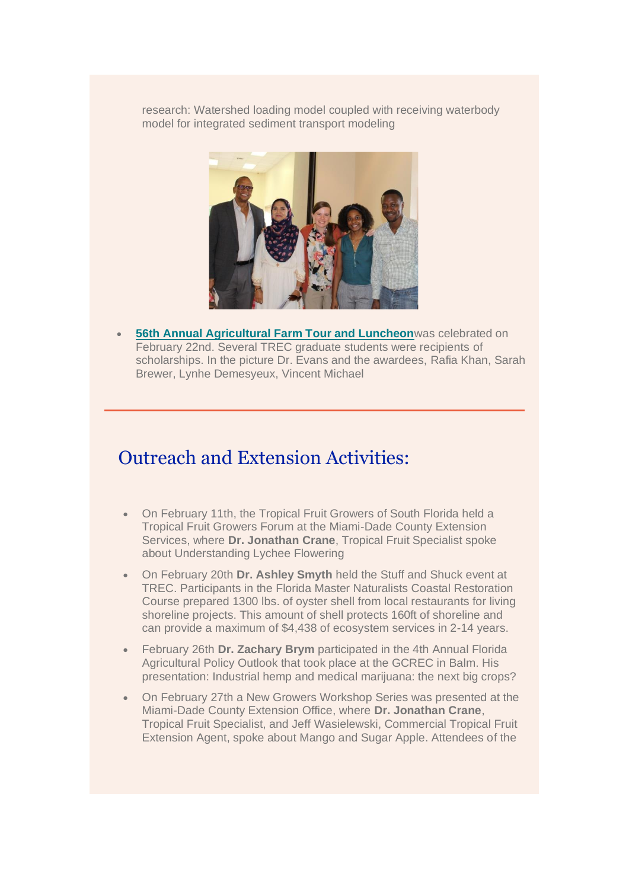research: Watershed loading model coupled with receiving waterbody model for integrated sediment transport modeling

- **56th Annual Agricultural Farm Tour and Luncheon**was celebrated on February 22nd. Several TREC graduate students were recipients of scholarships. In the picture Dr. Evans and the awardees, Rafia Khan, Sarah Brewer, Lynhe Demesyeux, Vincent Michael

---

## Outreach and Extension Activities:

- On February 11th, the Tropical Fruit Growers of South Florida held a Tropical Fruit Growers Forum at the Miami-Dade County Extension Services, where **Dr. Jonathan Crane**, Tropical Fruit Specialist spoke about Understanding Lychee Flowering
- On February 20th **Dr. Ashley Smyth** held the Stuff and Shuck event at TREC. Participants in the Florida Master Naturalists Coastal Restoration Course prepared 1300 lbs. of oyster shell from local restaurants for living shoreline projects. This amount of shell protects 160ft of shoreline and can provide a maximum of $4,438 of ecosystem services in 2-14 years.
- February 26th **Dr. Zachary Brym** participated in the 4th Annual Florida Agricultural Policy Outlook that took place at the GCREC in Balm. His presentation: Industrial hemp and medical marijuana: the next big crops?
- On February 27th a New Growers Workshop Series was presented at the Miami-Dade County Extension Office, where **Dr. Jonathan Crane**, Tropical Fruit Specialist, and Jeff Wasielewski, Commercial Tropical Fruit Extension Agent, spoke about Mango and Sugar Apple. Attendees of the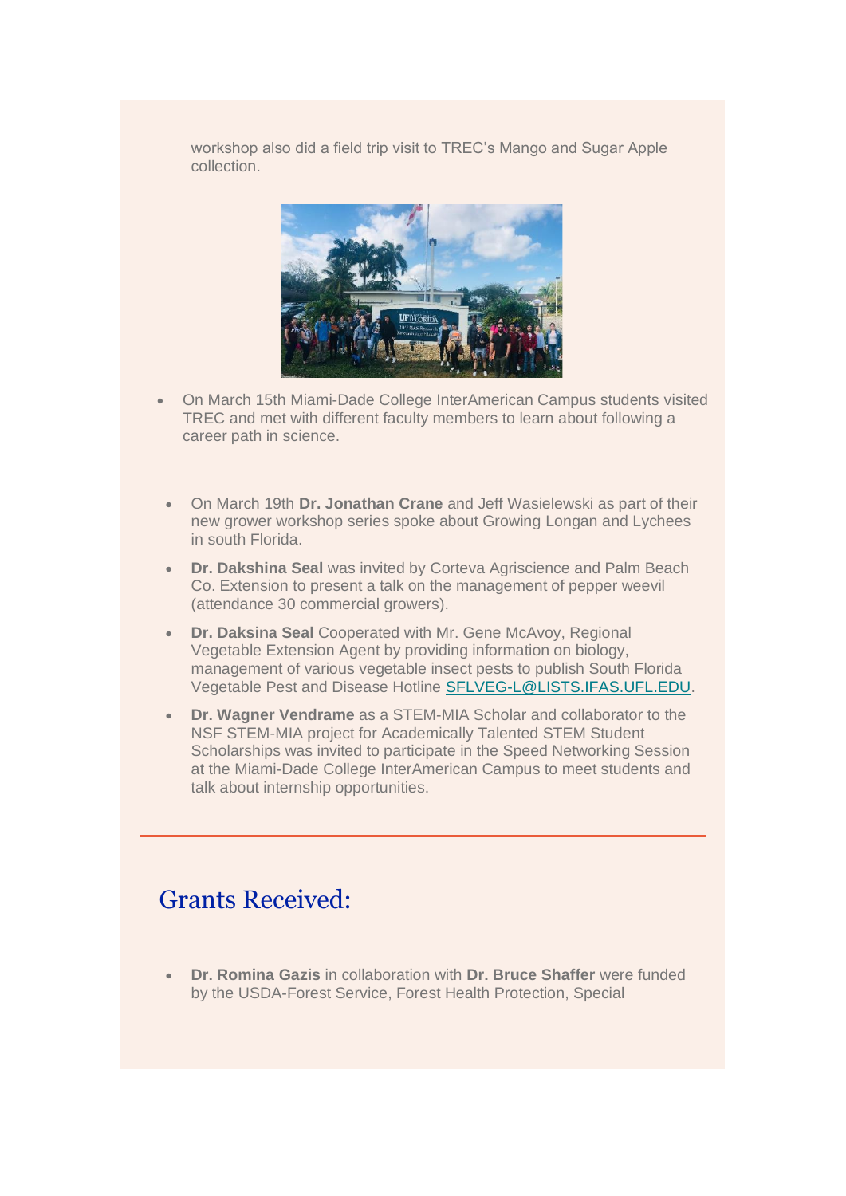workshop also did a field trip visit to TREC's Mango and Sugar Apple collection.

- On March 15th Miami-Dade College InterAmerican Campus students visited TREC and met with different faculty members to learn about following a career path in science.

- On March 19th **Dr. Jonathan Crane** and Jeff Wasielewski as part of their new grower workshop series spoke about Growing Longan and Lychees in south Florida.
- **Dr. Dakshina Seal** was invited by Corteva Agriscience and Palm Beach Co. Extension to present a talk on the management of pepper weevil (attendance 30 commercial growers).
- **Dr. Daksina Seal** Cooperated with Mr. Gene McAvoy, Regional Vegetable Extension Agent by providing information on biology, management of various vegetable insect pests to publish South Florida Vegetable Pest and Disease Hotline [SFLVEG-L@LISTS.IFAS.UFL.EDU](mailto:SFLVEG-L@LISTS.IFAS.UFL.EDU).
- **Dr. Wagner Vendrame** as a STEM-MIA Scholar and collaborator to the NSF STEM-MIA project for Academically Talented STEM Student Scholarships was invited to participate in the Speed Networking Session at the Miami-Dade College InterAmerican Campus to meet students and talk about internship opportunities.

---

## Grants Received:

- **Dr. Romina Gazis** in collaboration with **Dr. Bruce Shaffer** were funded by the USDA-Forest Service, Forest Health Protection, Special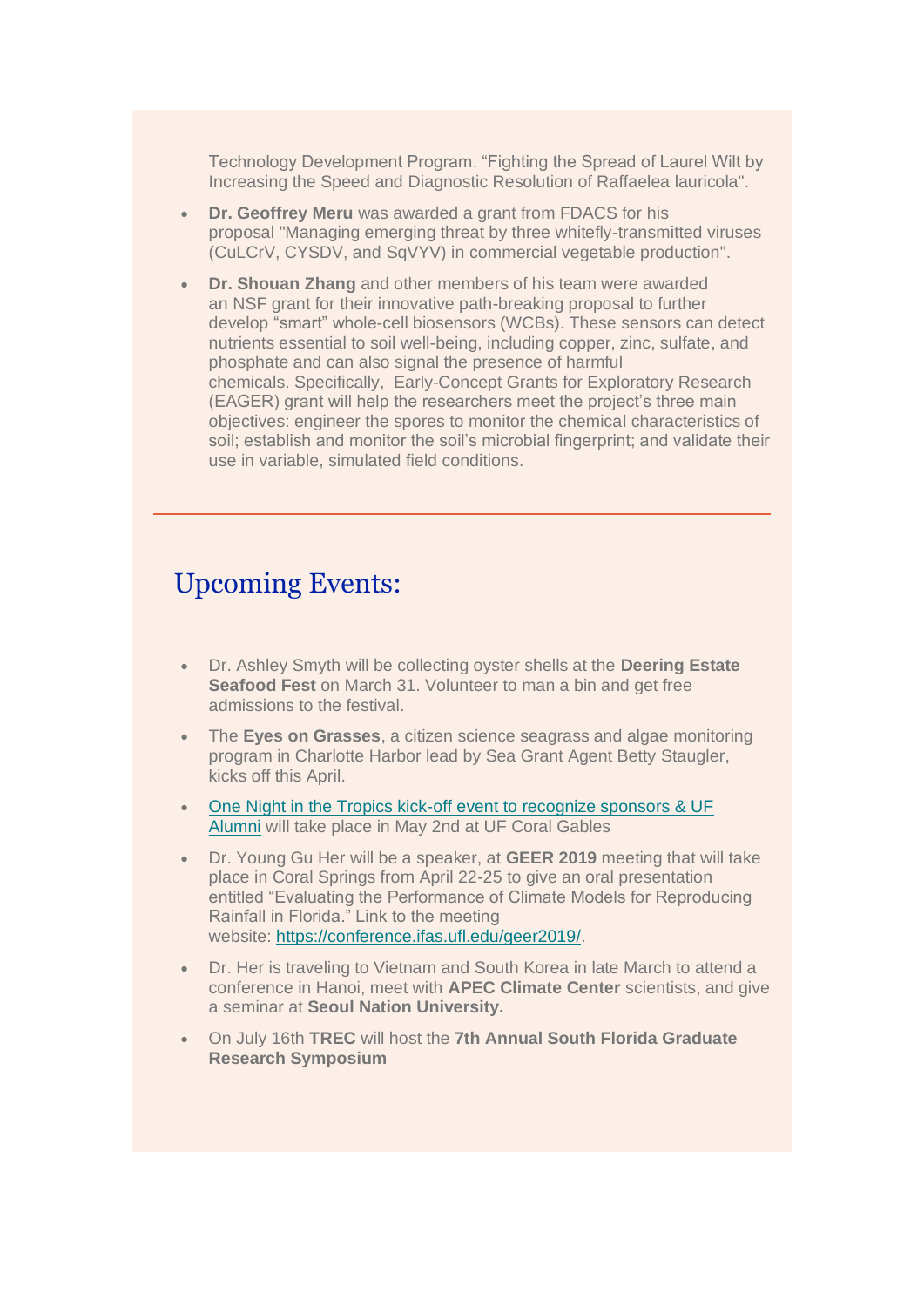Technology Development Program. "Fighting the Spread of Laurel Wilt by Increasing the Speed and Diagnostic Resolution of Raffaelea lauricola".

- **Dr. Geoffrey Meru** was awarded a grant from FDACS for his proposal "Managing emerging threat by three whitefly-transmitted viruses (CuLCrV, CYSDV, and SqVYV) in commercial vegetable production".
- **Dr. Shouan Zhang** and other members of his team were awarded an NSF grant for their innovative path-breaking proposal to further develop "smart" whole-cell biosensors (WCBs). These sensors can detect nutrients essential to soil well-being, including copper, zinc, sulfate, and phosphate and can also signal the presence of harmful chemicals. Specifically, Early-Concept Grants for Exploratory Research (EAGER) grant will help the researchers meet the project's three main objectives: engineer the spores to monitor the chemical characteristics of soil; establish and monitor the soil's microbial fingerprint; and validate their use in variable, simulated field conditions.

---

## Upcoming Events:

- Dr. Ashley Smyth will be collecting oyster shells at the **Deering Estate Seafood Fest** on March 31. Volunteer to man a bin and get free admissions to the festival.
- The **Eyes on Grasses**, a citizen science seagrass and algae monitoring program in Charlotte Harbor lead by Sea Grant Agent Betty Staugler, kicks off this April.
- One Night in the Tropics kick-off event to recognize sponsors & UF Alumni will take place in May 2nd at UF Coral Gables
- Dr. Young Gu Her will be a speaker, at **GEER 2019** meeting that will take place in Coral Springs from April 22-25 to give an oral presentation entitled "Evaluating the Performance of Climate Models for Reproducing Rainfall in Florida." Link to the meeting website: https://conference.ifas.ufl.edu/geer2019/.
- Dr. Her is traveling to Vietnam and South Korea in late March to attend a conference in Hanoi, meet with **APEC Climate Center** scientists, and give a seminar at **Seoul Nation University.**
- On July 16th **TREC** will host the **7th Annual South Florida Graduate Research Symposium**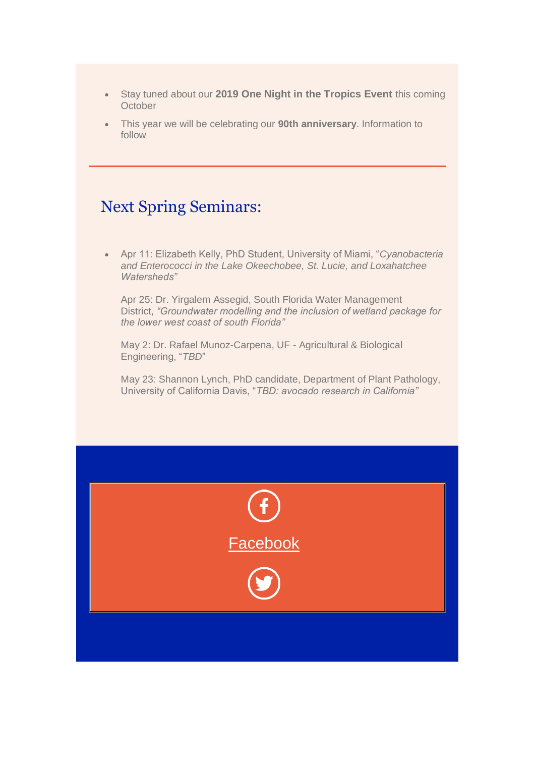- Stay tuned about our **2019 One Night in the Tropics Event** this coming October
- This year we will be celebrating our **90th anniversary**. Information to follow

---

## Next Spring Seminars:

- Apr 11: Elizabeth Kelly, PhD Student, University of Miami, "*Cyanobacteria and Enterococci in the Lake Okeechobee, St. Lucie, and Loxahatchee Watersheds"*

  Apr 25: Dr. Yirgalem Assegid, South Florida Water Management District, *"Groundwater modelling and the inclusion of wetland package for the lower west coast of south Florida"*

  May 2: Dr. Rafael Munoz-Carpena, UF - Agricultural & Biological Engineering, "*TBD*"

  May 23: Shannon Lynch, PhD candidate, Department of Plant Pathology, University of California Davis, "*TBD: avocado research in California"*

Facebook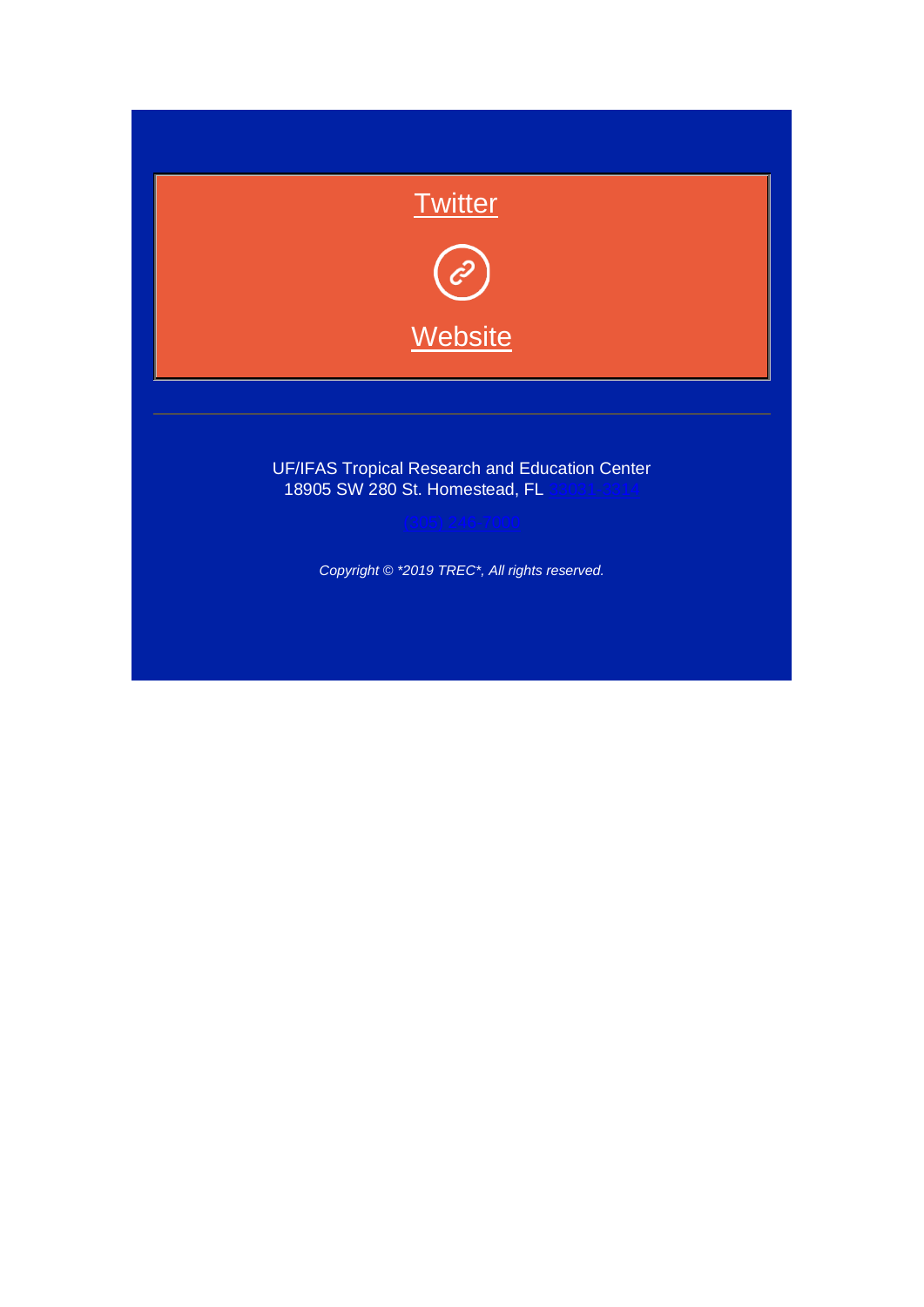Twitter

Website

UF/IFAS Tropical Research and Education Center
18905 SW 280 St. Homestead, FL 33031-3314

(305) 246-7000

*Copyright © *2019 TREC*, All rights reserved.*